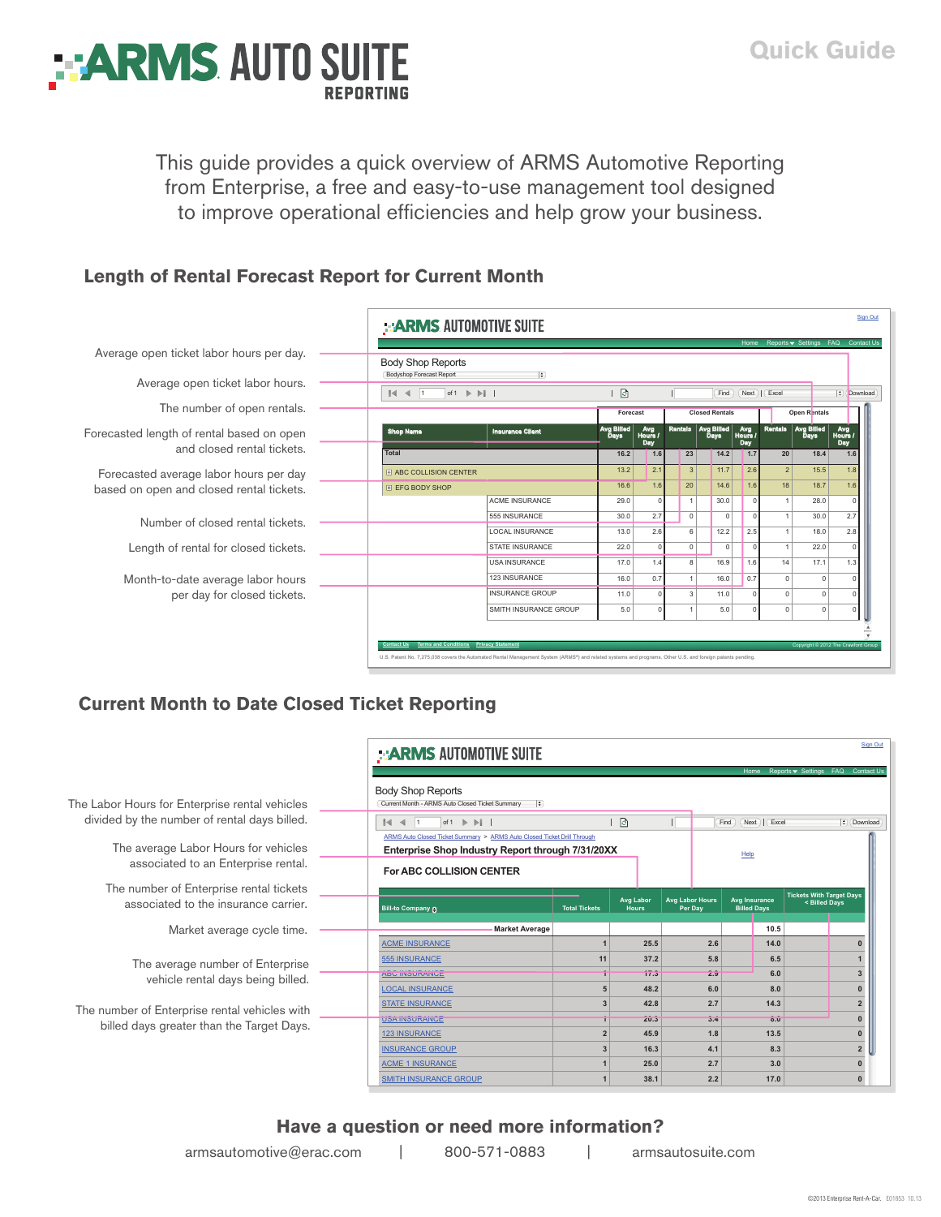# ARMS AUTO SUITE REPORTING

Quick Guide

This guide provides a quick overview of ARMS Automotive Reporting from Enterprise, a free and easy-to-use management tool designed to improve operational efficiencies and help grow your business.

## Length of Rental Forecast Report for Current Month

- Average open ticket labor hours per day.
- Average open ticket labor hours.
- The number of open rentals.
- Forecasted length of rental based on open and closed rental tickets.
- Forecasted average labor hours per day based on open and closed rental tickets.
- Number of closed rental tickets.
- Length of rental for closed tickets.
- Month-to-date average labor hours per day for closed tickets.

ARMS AUTOMOTIVE SUITE

Body Shop Reports — Bodyshop Forecast Report

| Shop Name | Insurance Client | Forecast: Avg Billed Days | Forecast: Avg Hours / Day | Closed Rentals: Rentals | Closed Rentals: Avg Billed Days | Closed Rentals: Avg Hours / Day | Open Rentals: Rentals | Open Rentals: Avg Billed Days | Open Rentals: Avg Hours / Day |
|---|---|---|---|---|---|---|---|---|---|
| Total | | 16.2 | 1.6 | 23 | 14.2 | 1.7 | 20 | 18.4 | 1.6 |
| ABC COLLISION CENTER | | 13.2 | 2.1 | 3 | 11.7 | 2.6 | 2 | 15.5 | 1.8 |
| EFG BODY SHOP | | 16.6 | 1.6 | 20 | 14.6 | 1.6 | 18 | 18.7 | 1.6 |
| | ACME INSURANCE | 29.0 | 0 | 1 | 30.0 | 0 | 1 | 28.0 | 0 |
| | 555 INSURANCE | 30.0 | 2.7 | 0 | 0 | 0 | 1 | 30.0 | 2.7 |
| | LOCAL INSURANCE | 13.0 | 2.6 | 6 | 12.2 | 2.5 | 1 | 18.0 | 2.8 |
| | STATE INSURANCE | 22.0 | 0 | 0 | 0 | 0 | 1 | 22.0 | 0 |
| | USA INSURANCE | 17.0 | 1.4 | 8 | 16.9 | 1.6 | 14 | 17.1 | 1.3 |
| | 123 INSURANCE | 16.0 | 0.7 | 1 | 16.0 | 0.7 | 0 | 0 | 0 |
| | INSURANCE GROUP | 11.0 | 0 | 3 | 11.0 | 0 | 0 | 0 | 0 |
| | SMITH INSURANCE GROUP | 5.0 | 0 | 1 | 5.0 | 0 | 0 | 0 | 0 |

U.S. Patent No. 7,275,038 covers the Automated Rental Management System (ARMS®) and related systems and programs. Other U.S. and foreign patents pending.

## Current Month to Date Closed Ticket Reporting

- The Labor Hours for Enterprise rental vehicles divided by the number of rental days billed.
- The average Labor Hours for vehicles associated to an Enterprise rental.
- The number of Enterprise rental tickets associated to the insurance carrier.
- Market average cycle time.
- The average number of Enterprise vehicle rental days being billed.
- The number of Enterprise rental vehicles with billed days greater than the Target Days.

ARMS AUTOMOTIVE SUITE

Body Shop Reports — Current Month - ARMS Auto Closed Ticket Summary

ARMS Auto Closed Ticket Summary > ARMS Auto Closed Ticket Drill Through

**Enterprise Shop Industry Report through 7/31/20XX**

**For ABC COLLISION CENTER**

| Bill-to Company | Total Tickets | Avg Labor Hours | Avg Labor Hours Per Day | Avg Insurance Billed Days | Tickets With Target Days < Billed Days |
|---|---|---|---|---|---|
| Market Average | | | | 10.5 | |
| ACME INSURANCE | 1 | 25.5 | 2.6 | 14.0 | 0 |
| 555 INSURANCE | 11 | 37.2 | 5.8 | 6.5 | 1 |
| ABC INSURANCE | 1 | 17.3 | 2.9 | 6.0 | 3 |
| LOCAL INSURANCE | 5 | 48.2 | 6.0 | 8.0 | 0 |
| STATE INSURANCE | 3 | 42.8 | 2.7 | 14.3 | 2 |
| USA INSURANCE | 1 | 20.3 | 3.4 | 6.0 | 0 |
| 123 INSURANCE | 2 | 45.9 | 1.8 | 13.5 | 0 |
| INSURANCE GROUP | 3 | 16.3 | 4.1 | 8.3 | 2 |
| ACME 1 INSURANCE | 1 | 25.0 | 2.7 | 3.0 | 0 |
| SMITH INSURANCE GROUP | 1 | 38.1 | 2.2 | 17.0 | 0 |

## Have a question or need more information?

armsautomotive@erac.com | 800-571-0883 | armsautosuite.com

©2013 Enterprise Rent-A-Car. E01853 10.13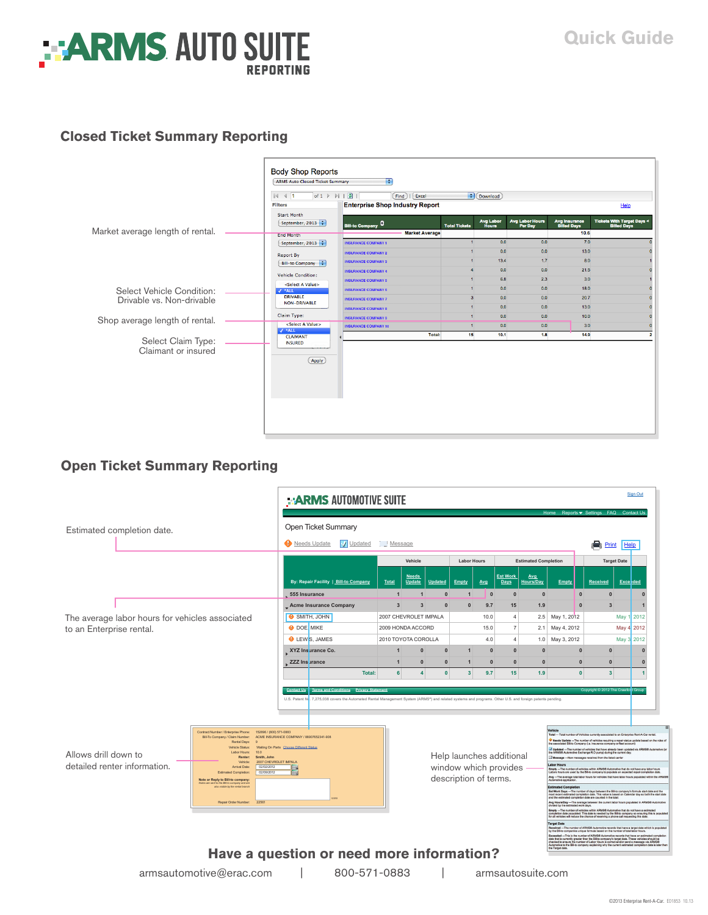# ARMS AUTO SUITE REPORTING

Quick Guide

## Closed Ticket Summary Reporting

Market average length of rental.

Select Vehicle Condition: Drivable vs. Non-drivable

Shop average length of rental.

Select Claim Type: Claimant or insured

Body Shop Reports

ARMS Auto Closed Ticket Summary

Filters

Start Month: September, 2013

End Month: September, 2013

Report By: Bill-to Company

Vehicle Condition: <Select A Value> / *ALL / DRIVABLE / NON-DRIVABLE

Claim Type: <Select A Value> / *ALL / CLAIMANT / INSURED

Apply

Enterprise Shop Industry Report

Help

| Bill-to Company | | Total Tickets | Avg Labor Hours | Avg Labor Hours Per Day | Avg Insurance Billed Days | Tickets With Target Days < Billed Days |
|---|---|---|---|---|---|---|
| | Market Average | | | | 10.6 | |
| INSURANCE COMPANY 1 | | 1 | 0.0 | 0.0 | 7.0 | 0 |
| INSURANCE COMPANY 2 | | 1 | 0.0 | 0.0 | 13.0 | 0 |
| INSURANCE COMPANY 3 | | 1 | 13.4 | 1.7 | 8.0 | 1 |
| INSURANCE COMPANY 4 | | 4 | 0.0 | 0.0 | 21.5 | 0 |
| INSURANCE COMPANY 5 | | 1 | 6.8 | 2.3 | 3.0 | 1 |
| INSURANCE COMPANY 6 | | 1 | 0.0 | 0.0 | 18.0 | 0 |
| INSURANCE COMPANY 7 | | 3 | 0.0 | 0.0 | 20.7 | 0 |
| INSURANCE COMPANY 8 | | 1 | 0.0 | 0.0 | 13.0 | 0 |
| INSURANCE COMPANY 9 | | 1 | 0.0 | 0.0 | 10.0 | 0 |
| INSURANCE COMPANY 10 | | 1 | 0.0 | 0.0 | 3.0 | 0 |
| | Total: | 15 | 10.1 | 1.8 | 14.9 | 2 |

## Open Ticket Summary Reporting

Estimated completion date.

The average labor hours for vehicles associated to an Enterprise rental.

Allows drill down to detailed renter information.

Help launches additional window which provides description of terms.

ARMS AUTOMOTIVE SUITE

Sign Out

Home | Reports | Settings | FAQ | Contact Us

Open Ticket Summary

Needs Update | Updated | Message

Print | Help

| By: Repair Facility \| Bill-to Company | Vehicle | | | | Labor Hours | | Estimated Completion | | | Target Date | | |
|---|---|---|---|---|---|---|---|---|---|---|---|---|
| | | Total | Needs Update | Updated | Empty | Avg | Est Work Days | Avg Hours/Day | Empty | Received | Exceeded |
| 555 Insurance | | 1 | 1 | 0 | 1 | 0 | 0 | 0 | 0 | 0 | 0 |
| Acme Insurance Company | | 3 | 3 | 0 | 0 | 9.7 | 15 | 1.9 | 0 | 3 | 1 |
| SMITH, JOHN | 2007 CHEVROLET IMPALA | | | | | 10.0 | 4 | 2.5 | May 1, 2012 | | May 1, 2012 |
| DOE, MIKE | 2009 HONDA ACCORD | | | | | 15.0 | 7 | 2.1 | May 4, 2012 | | May 4, 2012 |
| LEWIS, JAMES | 2010 TOYOTA COROLLA | | | | | 4.0 | 4 | 1.0 | May 3, 2012 | | May 3, 2012 |
| XYZ Insurance Co. | | 1 | 0 | 0 | 1 | 0 | 0 | 0 | 0 | 0 | 0 |
| ZZZ Insurance | | 1 | 0 | 0 | 1 | 0 | 0 | 0 | 0 | 0 | 0 |
| Total: | | 6 | 4 | 0 | 3 | 9.7 | 15 | 1.9 | 0 | 3 | 1 |

Contact Us | Terms and Conditions | Privacy Statement

Copyright © 2012 The Crawford Group

U.S. Patent No. 7,275,038 covers the Automated Rental Management System (ARMS®) and related systems and programs. Other U.S. and foreign patents pending.

## Have a question or need more information?

armsautomotive@erac.com | 800-571-0883 | armsautosuite.com

©2013 Enterprise Rent-A-Car. E01853 10.13